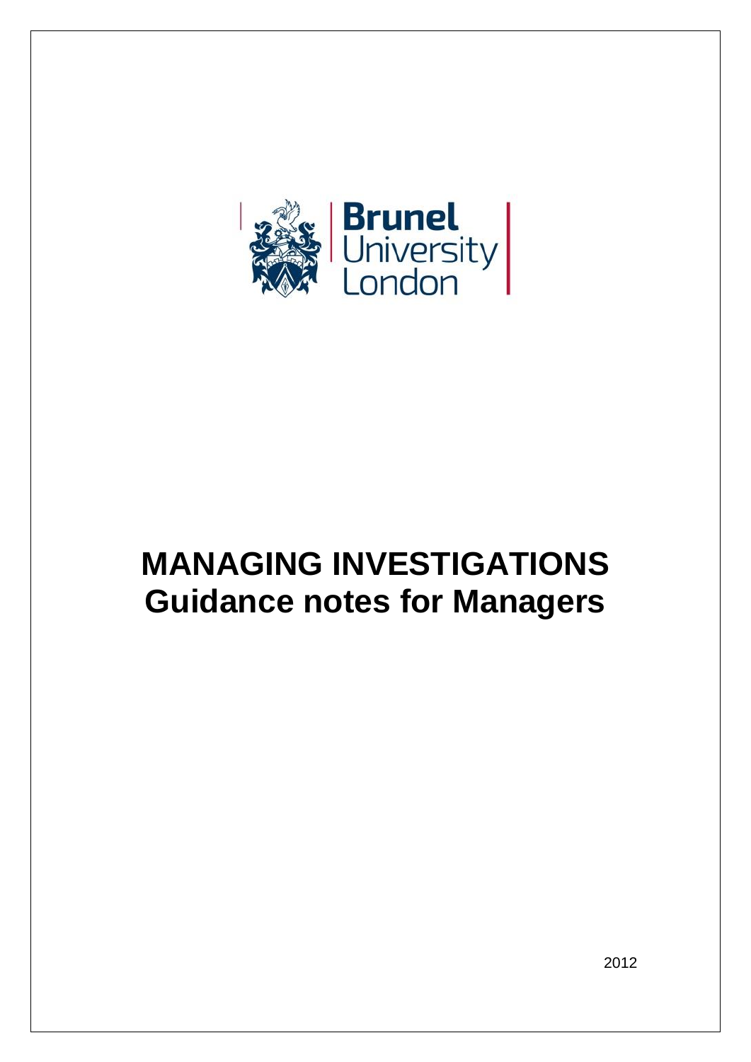Brunel University London

# MANAGING INVESTIGATIONS
# Guidance notes for Managers

2012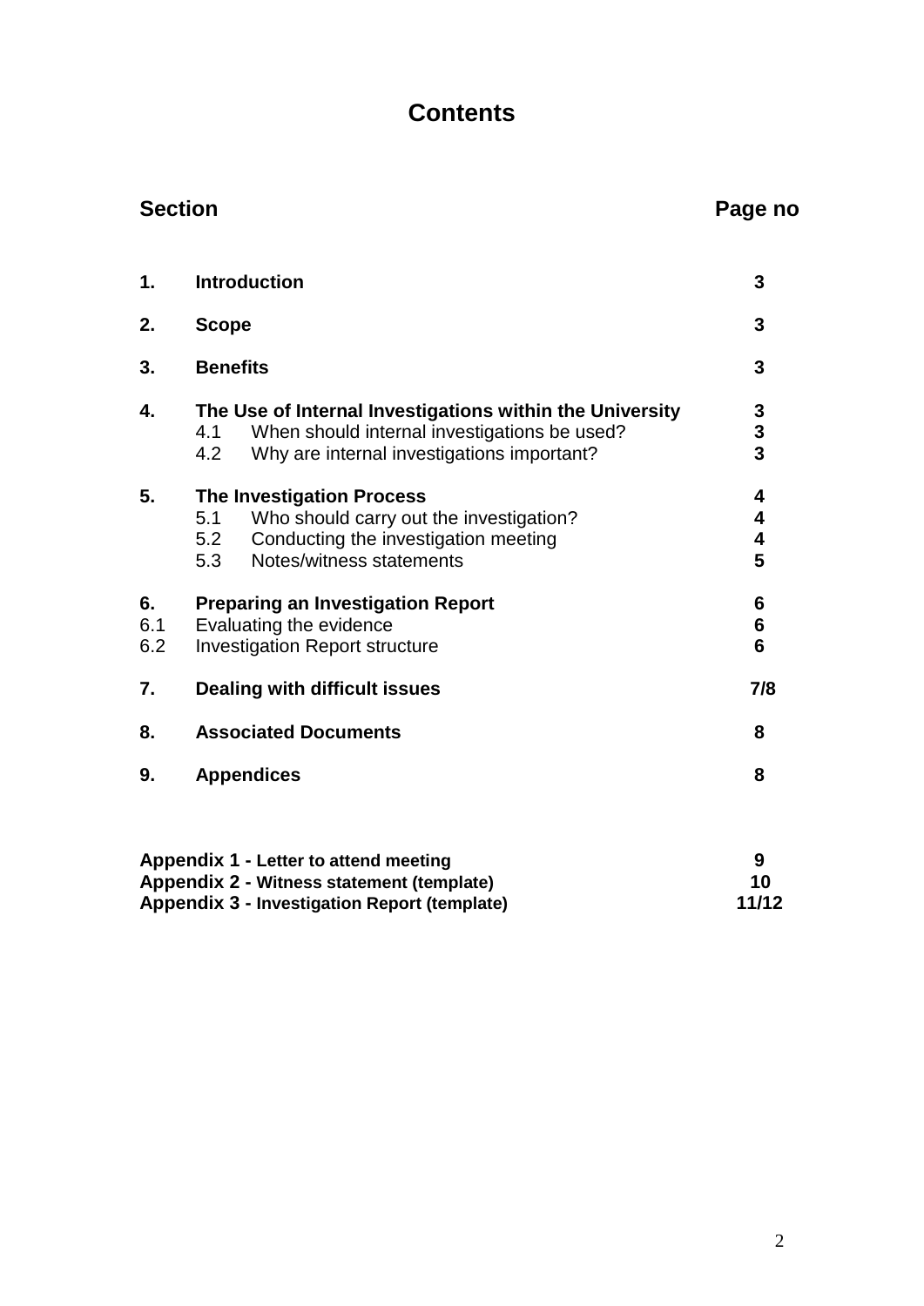# Contents

| Section | | Page no |
|---|---|---|
| **1.** | **Introduction** | **3** |
| **2.** | **Scope** | **3** |
| **3.** | **Benefits** | **3** |
| **4.** | **The Use of Internal Investigations within the University** | **3** |
| | 4.1 When should internal investigations be used? | **3** |
| | 4.2 Why are internal investigations important? | **3** |
| **5.** | **The Investigation Process** | **4** |
| | 5.1 Who should carry out the investigation? | **4** |
| | 5.2 Conducting the investigation meeting | **4** |
| | 5.3 Notes/witness statements | **5** |
| **6.** | **Preparing an Investigation Report** | **6** |
| 6.1 | Evaluating the evidence | **6** |
| 6.2 | Investigation Report structure | **6** |
| **7.** | **Dealing with difficult issues** | **7/8** |
| **8.** | **Associated Documents** | **8** |
| **9.** | **Appendices** | **8** |

| | |
|---|---|
| **Appendix 1 - Letter to attend meeting** | **9** |
| **Appendix 2 - Witness statement (template)** | **10** |
| **Appendix 3 - Investigation Report (template)** | **11/12** |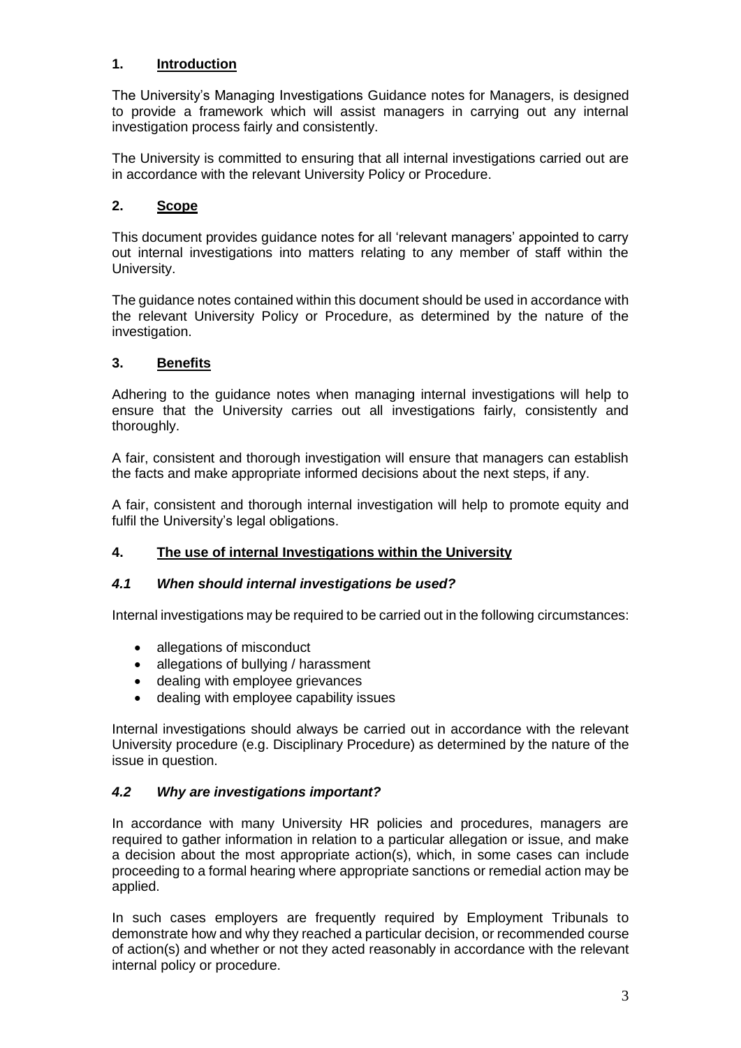## 1. Introduction

The University's Managing Investigations Guidance notes for Managers, is designed to provide a framework which will assist managers in carrying out any internal investigation process fairly and consistently.

The University is committed to ensuring that all internal investigations carried out are in accordance with the relevant University Policy or Procedure.

## 2. Scope

This document provides guidance notes for all 'relevant managers' appointed to carry out internal investigations into matters relating to any member of staff within the University.

The guidance notes contained within this document should be used in accordance with the relevant University Policy or Procedure, as determined by the nature of the investigation.

## 3. Benefits

Adhering to the guidance notes when managing internal investigations will help to ensure that the University carries out all investigations fairly, consistently and thoroughly.

A fair, consistent and thorough investigation will ensure that managers can establish the facts and make appropriate informed decisions about the next steps, if any.

A fair, consistent and thorough internal investigation will help to promote equity and fulfil the University's legal obligations.

## 4. The use of internal Investigations within the University

### *4.1 When should internal investigations be used?*

Internal investigations may be required to be carried out in the following circumstances:

- allegations of misconduct
- allegations of bullying / harassment
- dealing with employee grievances
- dealing with employee capability issues

Internal investigations should always be carried out in accordance with the relevant University procedure (e.g. Disciplinary Procedure) as determined by the nature of the issue in question.

### *4.2 Why are investigations important?*

In accordance with many University HR policies and procedures, managers are required to gather information in relation to a particular allegation or issue, and make a decision about the most appropriate action(s), which, in some cases can include proceeding to a formal hearing where appropriate sanctions or remedial action may be applied.

In such cases employers are frequently required by Employment Tribunals to demonstrate how and why they reached a particular decision, or recommended course of action(s) and whether or not they acted reasonably in accordance with the relevant internal policy or procedure.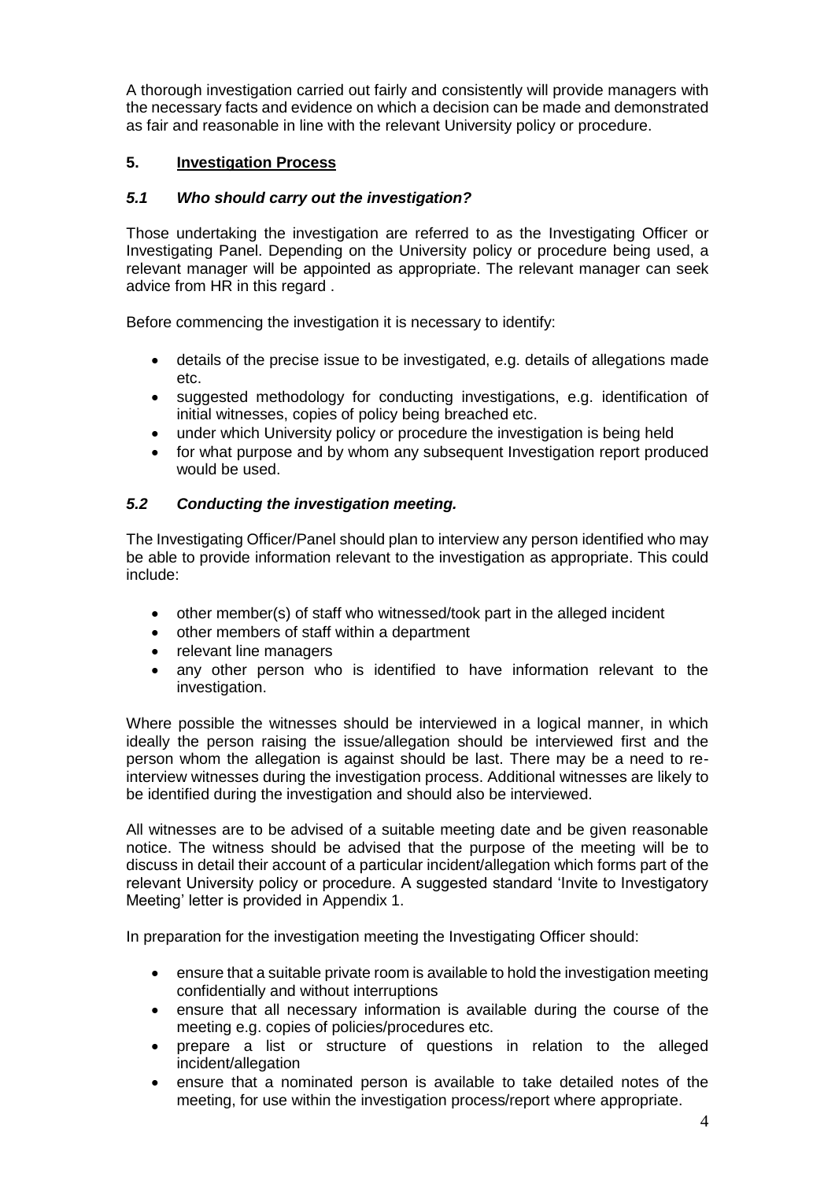A thorough investigation carried out fairly and consistently will provide managers with the necessary facts and evidence on which a decision can be made and demonstrated as fair and reasonable in line with the relevant University policy or procedure.

## 5. Investigation Process

### *5.1 Who should carry out the investigation?*

Those undertaking the investigation are referred to as the Investigating Officer or Investigating Panel. Depending on the University policy or procedure being used, a relevant manager will be appointed as appropriate. The relevant manager can seek advice from HR in this regard .

Before commencing the investigation it is necessary to identify:

- details of the precise issue to be investigated, e.g. details of allegations made etc.
- suggested methodology for conducting investigations, e.g. identification of initial witnesses, copies of policy being breached etc.
- under which University policy or procedure the investigation is being held
- for what purpose and by whom any subsequent Investigation report produced would be used.

### *5.2 Conducting the investigation meeting.*

The Investigating Officer/Panel should plan to interview any person identified who may be able to provide information relevant to the investigation as appropriate. This could include:

- other member(s) of staff who witnessed/took part in the alleged incident
- other members of staff within a department
- relevant line managers
- any other person who is identified to have information relevant to the investigation.

Where possible the witnesses should be interviewed in a logical manner, in which ideally the person raising the issue/allegation should be interviewed first and the person whom the allegation is against should be last. There may be a need to re-interview witnesses during the investigation process. Additional witnesses are likely to be identified during the investigation and should also be interviewed.

All witnesses are to be advised of a suitable meeting date and be given reasonable notice. The witness should be advised that the purpose of the meeting will be to discuss in detail their account of a particular incident/allegation which forms part of the relevant University policy or procedure. A suggested standard 'Invite to Investigatory Meeting' letter is provided in Appendix 1.

In preparation for the investigation meeting the Investigating Officer should:

- ensure that a suitable private room is available to hold the investigation meeting confidentially and without interruptions
- ensure that all necessary information is available during the course of the meeting e.g. copies of policies/procedures etc.
- prepare a list or structure of questions in relation to the alleged incident/allegation
- ensure that a nominated person is available to take detailed notes of the meeting, for use within the investigation process/report where appropriate.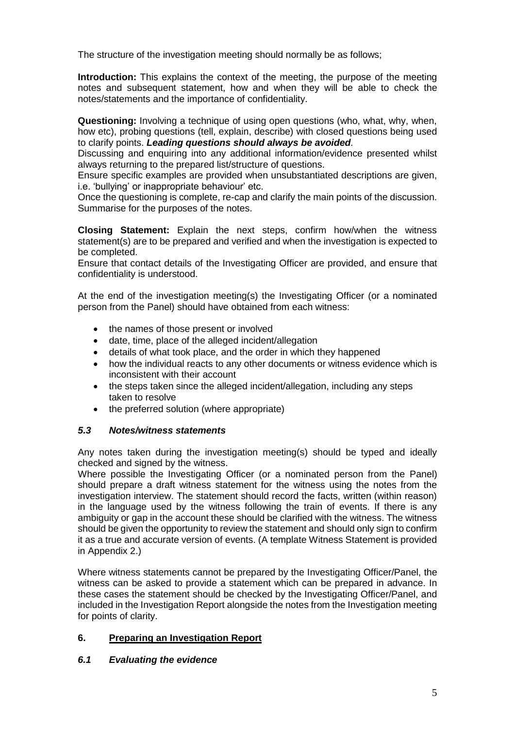The structure of the investigation meeting should normally be as follows;

**Introduction:** This explains the context of the meeting, the purpose of the meeting notes and subsequent statement, how and when they will be able to check the notes/statements and the importance of confidentiality.

**Questioning:** Involving a technique of using open questions (who, what, why, when, how etc), probing questions (tell, explain, describe) with closed questions being used to clarify points. ***Leading questions should always be avoided***.

Discussing and enquiring into any additional information/evidence presented whilst always returning to the prepared list/structure of questions.

Ensure specific examples are provided when unsubstantiated descriptions are given, i.e. 'bullying' or inappropriate behaviour' etc.

Once the questioning is complete, re-cap and clarify the main points of the discussion. Summarise for the purposes of the notes.

**Closing Statement:** Explain the next steps, confirm how/when the witness statement(s) are to be prepared and verified and when the investigation is expected to be completed.

Ensure that contact details of the Investigating Officer are provided, and ensure that confidentiality is understood.

At the end of the investigation meeting(s) the Investigating Officer (or a nominated person from the Panel) should have obtained from each witness:

- the names of those present or involved
- date, time, place of the alleged incident/allegation
- details of what took place, and the order in which they happened
- how the individual reacts to any other documents or witness evidence which is inconsistent with their account
- the steps taken since the alleged incident/allegation, including any steps taken to resolve
- the preferred solution (where appropriate)

### *5.3 Notes/witness statements*

Any notes taken during the investigation meeting(s) should be typed and ideally checked and signed by the witness.

Where possible the Investigating Officer (or a nominated person from the Panel) should prepare a draft witness statement for the witness using the notes from the investigation interview. The statement should record the facts, written (within reason) in the language used by the witness following the train of events. If there is any ambiguity or gap in the account these should be clarified with the witness. The witness should be given the opportunity to review the statement and should only sign to confirm it as a true and accurate version of events. (A template Witness Statement is provided in Appendix 2.)

Where witness statements cannot be prepared by the Investigating Officer/Panel, the witness can be asked to provide a statement which can be prepared in advance. In these cases the statement should be checked by the Investigating Officer/Panel, and included in the Investigation Report alongside the notes from the Investigation meeting for points of clarity.

## 6. <u>Preparing an Investigation Report</u>

### *6.1 Evaluating the evidence*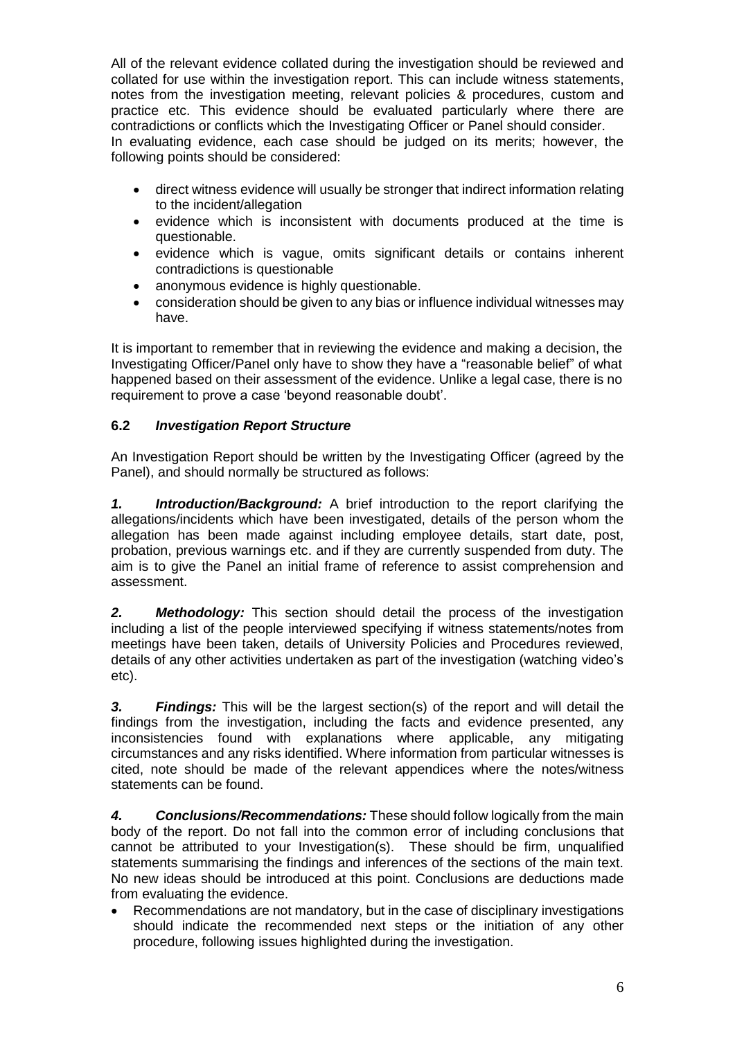All of the relevant evidence collated during the investigation should be reviewed and collated for use within the investigation report. This can include witness statements, notes from the investigation meeting, relevant policies & procedures, custom and practice etc. This evidence should be evaluated particularly where there are contradictions or conflicts which the Investigating Officer or Panel should consider.
In evaluating evidence, each case should be judged on its merits; however, the following points should be considered:

- direct witness evidence will usually be stronger that indirect information relating to the incident/allegation
- evidence which is inconsistent with documents produced at the time is questionable.
- evidence which is vague, omits significant details or contains inherent contradictions is questionable
- anonymous evidence is highly questionable.
- consideration should be given to any bias or influence individual witnesses may have.

It is important to remember that in reviewing the evidence and making a decision, the Investigating Officer/Panel only have to show they have a "reasonable belief" of what happened based on their assessment of the evidence. Unlike a legal case, there is no requirement to prove a case 'beyond reasonable doubt'.

### 6.2 *Investigation Report Structure*

An Investigation Report should be written by the Investigating Officer (agreed by the Panel), and should normally be structured as follows:

***1. Introduction/Background:*** A brief introduction to the report clarifying the allegations/incidents which have been investigated, details of the person whom the allegation has been made against including employee details, start date, post, probation, previous warnings etc. and if they are currently suspended from duty. The aim is to give the Panel an initial frame of reference to assist comprehension and assessment.

***2. Methodology:*** This section should detail the process of the investigation including a list of the people interviewed specifying if witness statements/notes from meetings have been taken, details of University Policies and Procedures reviewed, details of any other activities undertaken as part of the investigation (watching video's etc).

***3. Findings:*** This will be the largest section(s) of the report and will detail the findings from the investigation, including the facts and evidence presented, any inconsistencies found with explanations where applicable, any mitigating circumstances and any risks identified. Where information from particular witnesses is cited, note should be made of the relevant appendices where the notes/witness statements can be found.

***4. Conclusions/Recommendations:*** These should follow logically from the main body of the report. Do not fall into the common error of including conclusions that cannot be attributed to your Investigation(s). These should be firm, unqualified statements summarising the findings and inferences of the sections of the main text. No new ideas should be introduced at this point. Conclusions are deductions made from evaluating the evidence.

- Recommendations are not mandatory, but in the case of disciplinary investigations should indicate the recommended next steps or the initiation of any other procedure, following issues highlighted during the investigation.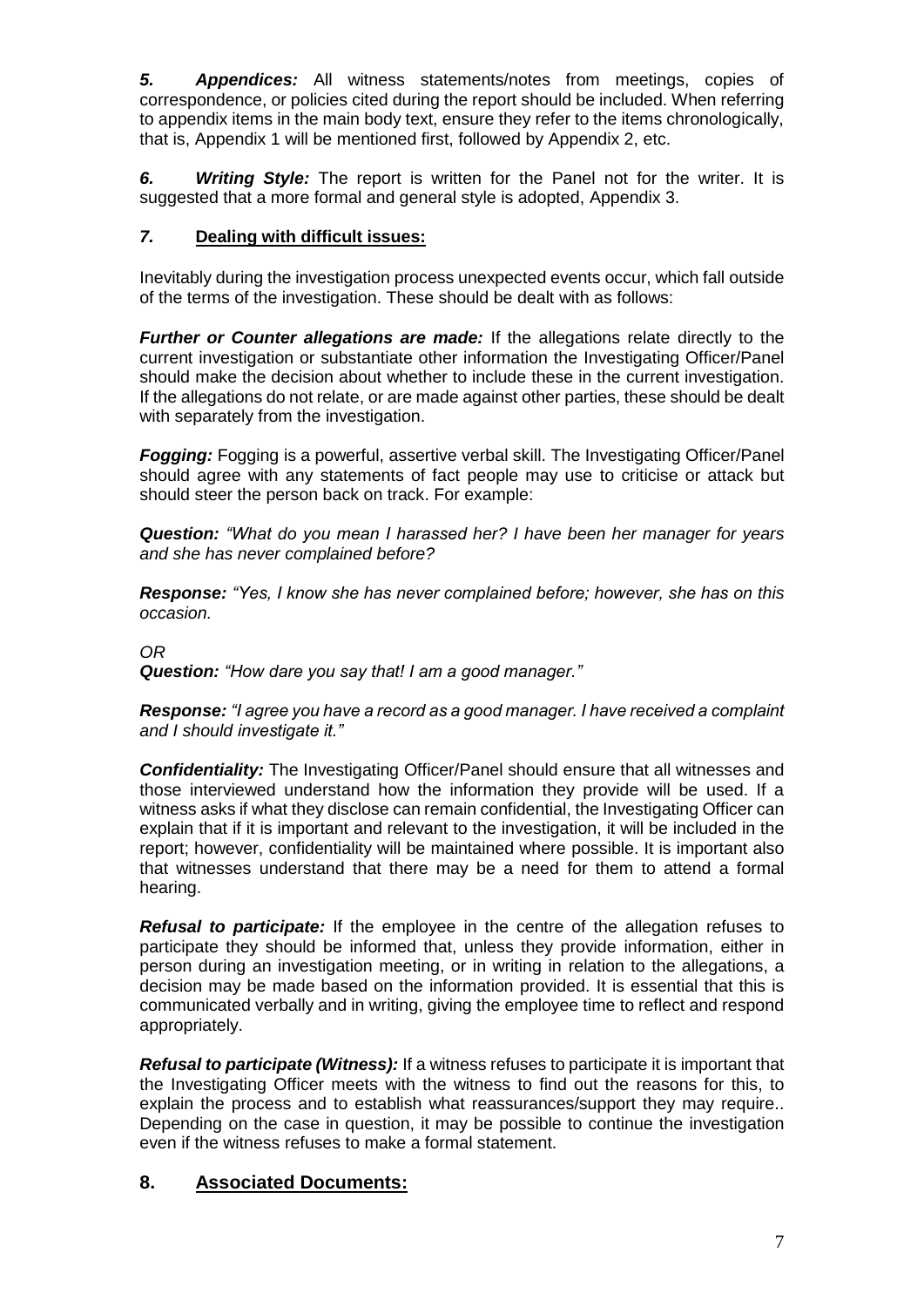***5. Appendices:*** All witness statements/notes from meetings, copies of correspondence, or policies cited during the report should be included. When referring to appendix items in the main body text, ensure they refer to the items chronologically, that is, Appendix 1 will be mentioned first, followed by Appendix 2, etc.

***6. Writing Style:*** The report is written for the Panel not for the writer. It is suggested that a more formal and general style is adopted, Appendix 3.

## *7.* Dealing with difficult issues:

Inevitably during the investigation process unexpected events occur, which fall outside of the terms of the investigation. These should be dealt with as follows:

***Further or Counter allegations are made:*** If the allegations relate directly to the current investigation or substantiate other information the Investigating Officer/Panel should make the decision about whether to include these in the current investigation. If the allegations do not relate, or are made against other parties, these should be dealt with separately from the investigation.

***Fogging:*** Fogging is a powerful, assertive verbal skill. The Investigating Officer/Panel should agree with any statements of fact people may use to criticise or attack but should steer the person back on track. For example:

***Question:*** *"What do you mean I harassed her? I have been her manager for years and she has never complained before?*

***Response:*** *"Yes, I know she has never complained before; however, she has on this occasion.*

*OR*

***Question:*** *"How dare you say that! I am a good manager."*

***Response:*** *"I agree you have a record as a good manager. I have received a complaint and I should investigate it."*

***Confidentiality:*** The Investigating Officer/Panel should ensure that all witnesses and those interviewed understand how the information they provide will be used. If a witness asks if what they disclose can remain confidential, the Investigating Officer can explain that if it is important and relevant to the investigation, it will be included in the report; however, confidentiality will be maintained where possible. It is important also that witnesses understand that there may be a need for them to attend a formal hearing.

***Refusal to participate:*** If the employee in the centre of the allegation refuses to participate they should be informed that, unless they provide information, either in person during an investigation meeting, or in writing in relation to the allegations, a decision may be made based on the information provided. It is essential that this is communicated verbally and in writing, giving the employee time to reflect and respond appropriately.

***Refusal to participate (Witness):*** If a witness refuses to participate it is important that the Investigating Officer meets with the witness to find out the reasons for this, to explain the process and to establish what reassurances/support they may require.. Depending on the case in question, it may be possible to continue the investigation even if the witness refuses to make a formal statement.

## 8. Associated Documents: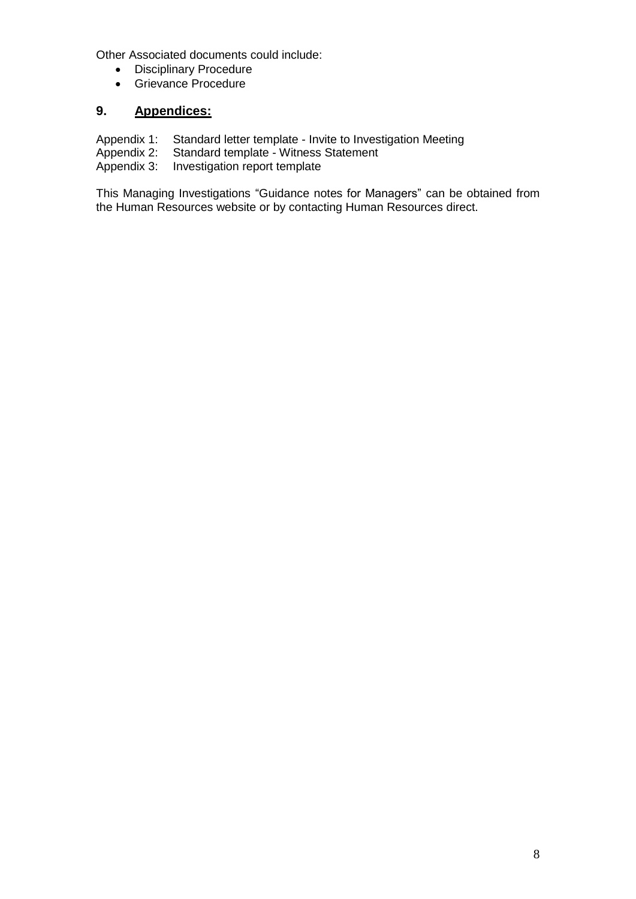Other Associated documents could include:

- Disciplinary Procedure
- Grievance Procedure

## 9. **Appendices:**

Appendix 1: Standard letter template - Invite to Investigation Meeting
Appendix 2: Standard template - Witness Statement
Appendix 3: Investigation report template

This Managing Investigations "Guidance notes for Managers" can be obtained from the Human Resources website or by contacting Human Resources direct.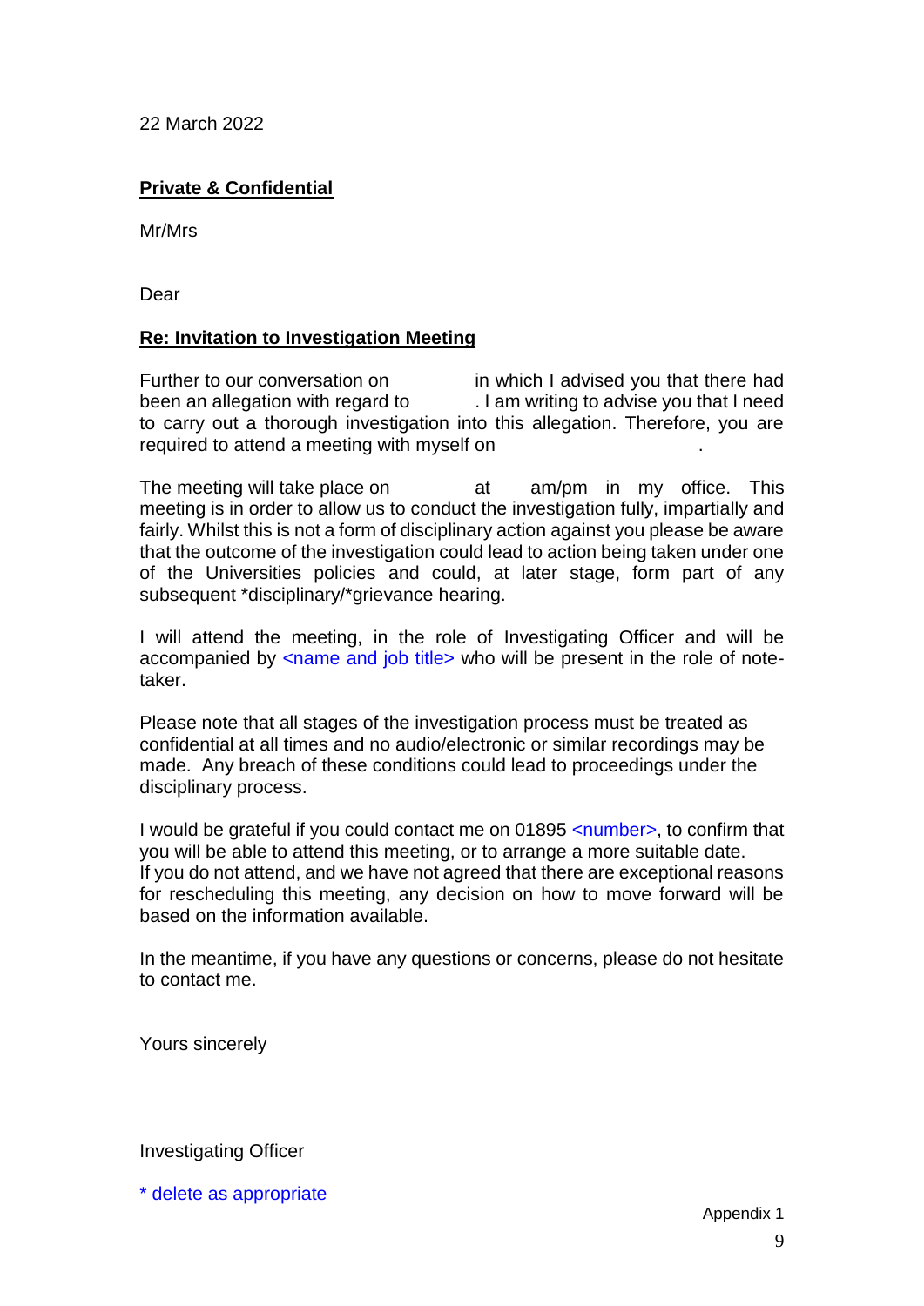22 March 2022

**Private & Confidential**

Mr/Mrs

Dear

**Re: Invitation to Investigation Meeting**

Further to our conversation on in which I advised you that there had been an allegation with regard to . I am writing to advise you that I need to carry out a thorough investigation into this allegation. Therefore, you are required to attend a meeting with myself on .

The meeting will take place on at am/pm in my office. This meeting is in order to allow us to conduct the investigation fully, impartially and fairly. Whilst this is not a form of disciplinary action against you please be aware that the outcome of the investigation could lead to action being taken under one of the Universities policies and could, at later stage, form part of any subsequent *disciplinary/*grievance hearing.

I will attend the meeting, in the role of Investigating Officer and will be accompanied by <name and job title> who will be present in the role of note-taker.

Please note that all stages of the investigation process must be treated as confidential at all times and no audio/electronic or similar recordings may be made. Any breach of these conditions could lead to proceedings under the disciplinary process.

I would be grateful if you could contact me on 01895 <number>, to confirm that you will be able to attend this meeting, or to arrange a more suitable date. If you do not attend, and we have not agreed that there are exceptional reasons for rescheduling this meeting, any decision on how to move forward will be based on the information available.

In the meantime, if you have any questions or concerns, please do not hesitate to contact me.

Yours sincerely

Investigating Officer

* delete as appropriate

Appendix 1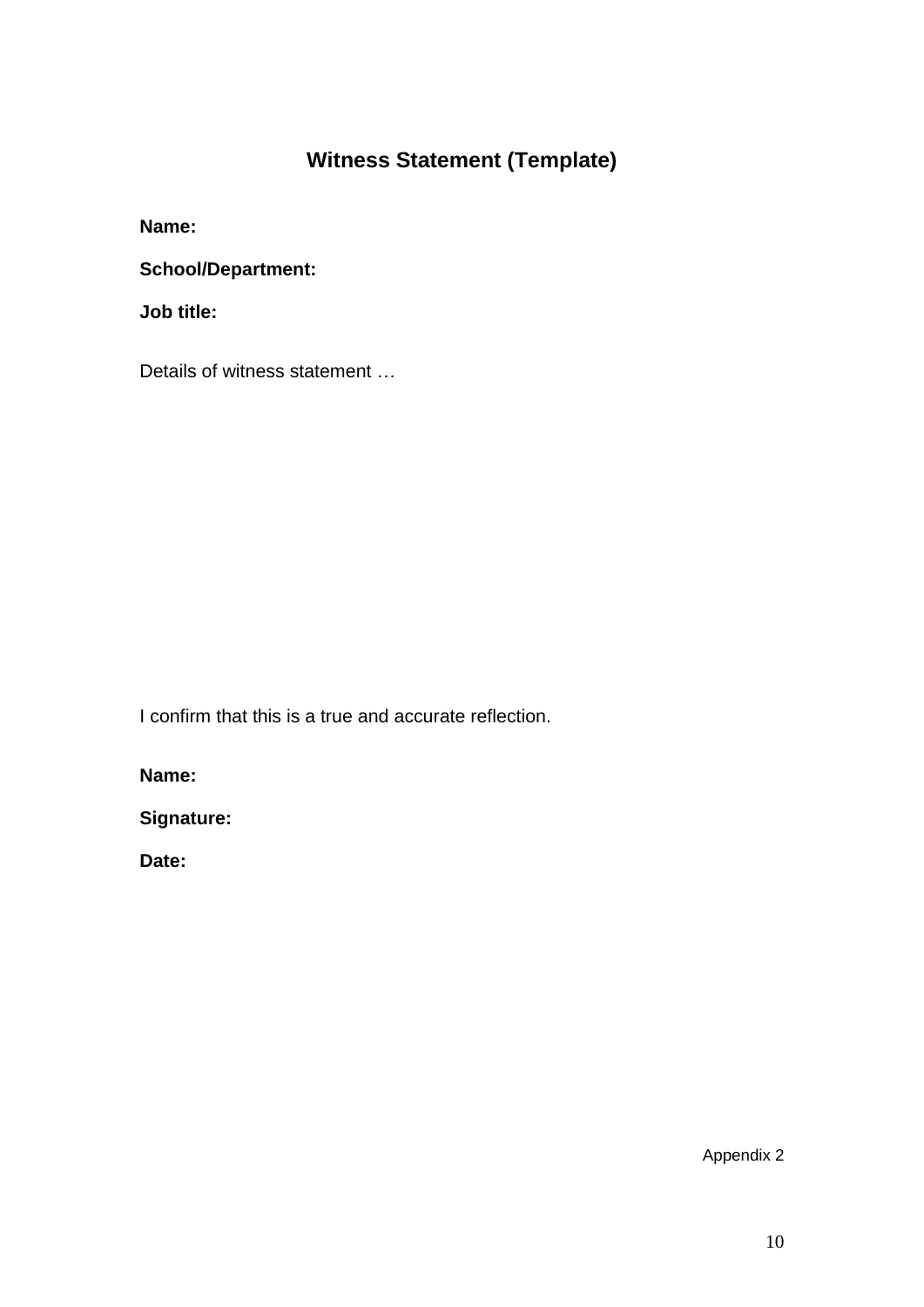# Witness Statement (Template)

**Name:**

**School/Department:**

**Job title:**

Details of witness statement …

I confirm that this is a true and accurate reflection.

**Name:**

**Signature:**

**Date:**

Appendix 2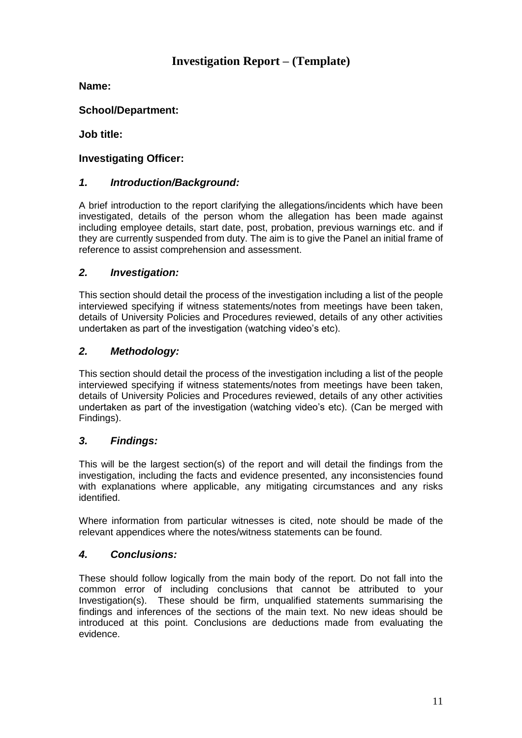# Investigation Report – (Template)

**Name:**

**School/Department:**

**Job title:**

**Investigating Officer:**

## *1. Introduction/Background:*

A brief introduction to the report clarifying the allegations/incidents which have been investigated, details of the person whom the allegation has been made against including employee details, start date, post, probation, previous warnings etc. and if they are currently suspended from duty. The aim is to give the Panel an initial frame of reference to assist comprehension and assessment.

## *2. Investigation:*

This section should detail the process of the investigation including a list of the people interviewed specifying if witness statements/notes from meetings have been taken, details of University Policies and Procedures reviewed, details of any other activities undertaken as part of the investigation (watching video's etc).

## *2. Methodology:*

This section should detail the process of the investigation including a list of the people interviewed specifying if witness statements/notes from meetings have been taken, details of University Policies and Procedures reviewed, details of any other activities undertaken as part of the investigation (watching video's etc). (Can be merged with Findings).

## *3. Findings:*

This will be the largest section(s) of the report and will detail the findings from the investigation, including the facts and evidence presented, any inconsistencies found with explanations where applicable, any mitigating circumstances and any risks identified.

Where information from particular witnesses is cited, note should be made of the relevant appendices where the notes/witness statements can be found.

## *4. Conclusions:*

These should follow logically from the main body of the report. Do not fall into the common error of including conclusions that cannot be attributed to your Investigation(s). These should be firm, unqualified statements summarising the findings and inferences of the sections of the main text. No new ideas should be introduced at this point. Conclusions are deductions made from evaluating the evidence.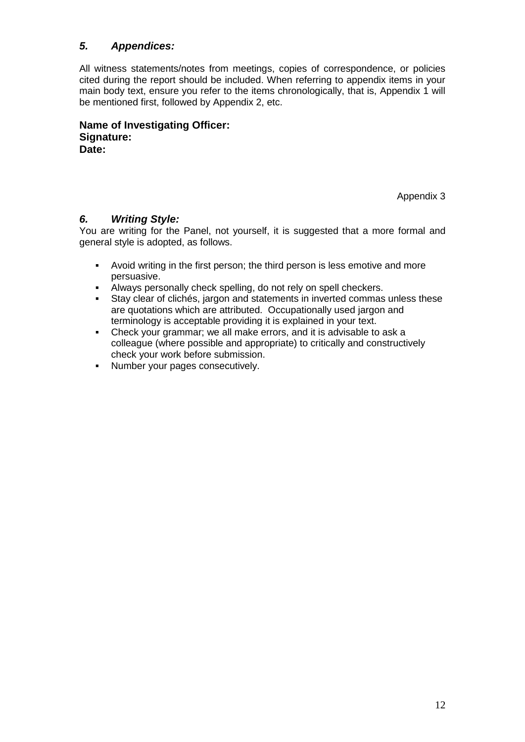### *5. Appendices:*

All witness statements/notes from meetings, copies of correspondence, or policies cited during the report should be included. When referring to appendix items in your main body text, ensure you refer to the items chronologically, that is, Appendix 1 will be mentioned first, followed by Appendix 2, etc.

**Name of Investigating Officer:**
**Signature:**
**Date:**

Appendix 3

### *6. Writing Style:*

You are writing for the Panel, not yourself, it is suggested that a more formal and general style is adopted, as follows.

- Avoid writing in the first person; the third person is less emotive and more persuasive.
- Always personally check spelling, do not rely on spell checkers.
- Stay clear of clichés, jargon and statements in inverted commas unless these are quotations which are attributed. Occupationally used jargon and terminology is acceptable providing it is explained in your text.
- Check your grammar; we all make errors, and it is advisable to ask a colleague (where possible and appropriate) to critically and constructively check your work before submission.
- Number your pages consecutively.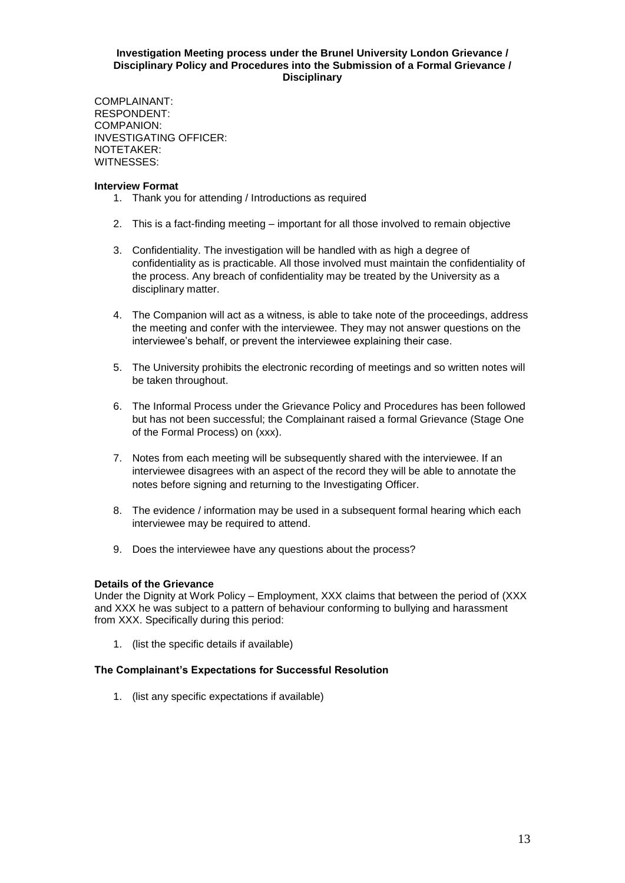**Investigation Meeting process under the Brunel University London Grievance / Disciplinary Policy and Procedures into the Submission of a Formal Grievance / Disciplinary**

COMPLAINANT:
RESPONDENT:
COMPANION:
INVESTIGATING OFFICER:
NOTETAKER:
WITNESSES:

**Interview Format**

1. Thank you for attending / Introductions as required

2. This is a fact-finding meeting – important for all those involved to remain objective

3. Confidentiality. The investigation will be handled with as high a degree of confidentiality as is practicable. All those involved must maintain the confidentiality of the process. Any breach of confidentiality may be treated by the University as a disciplinary matter.

4. The Companion will act as a witness, is able to take note of the proceedings, address the meeting and confer with the interviewee. They may not answer questions on the interviewee's behalf, or prevent the interviewee explaining their case.

5. The University prohibits the electronic recording of meetings and so written notes will be taken throughout.

6. The Informal Process under the Grievance Policy and Procedures has been followed but has not been successful; the Complainant raised a formal Grievance (Stage One of the Formal Process) on (xxx).

7. Notes from each meeting will be subsequently shared with the interviewee. If an interviewee disagrees with an aspect of the record they will be able to annotate the notes before signing and returning to the Investigating Officer.

8. The evidence / information may be used in a subsequent formal hearing which each interviewee may be required to attend.

9. Does the interviewee have any questions about the process?

**Details of the Grievance**

Under the Dignity at Work Policy – Employment, XXX claims that between the period of (XXX and XXX he was subject to a pattern of behaviour conforming to bullying and harassment from XXX. Specifically during this period:

1. (list the specific details if available)

**The Complainant's Expectations for Successful Resolution**

1. (list any specific expectations if available)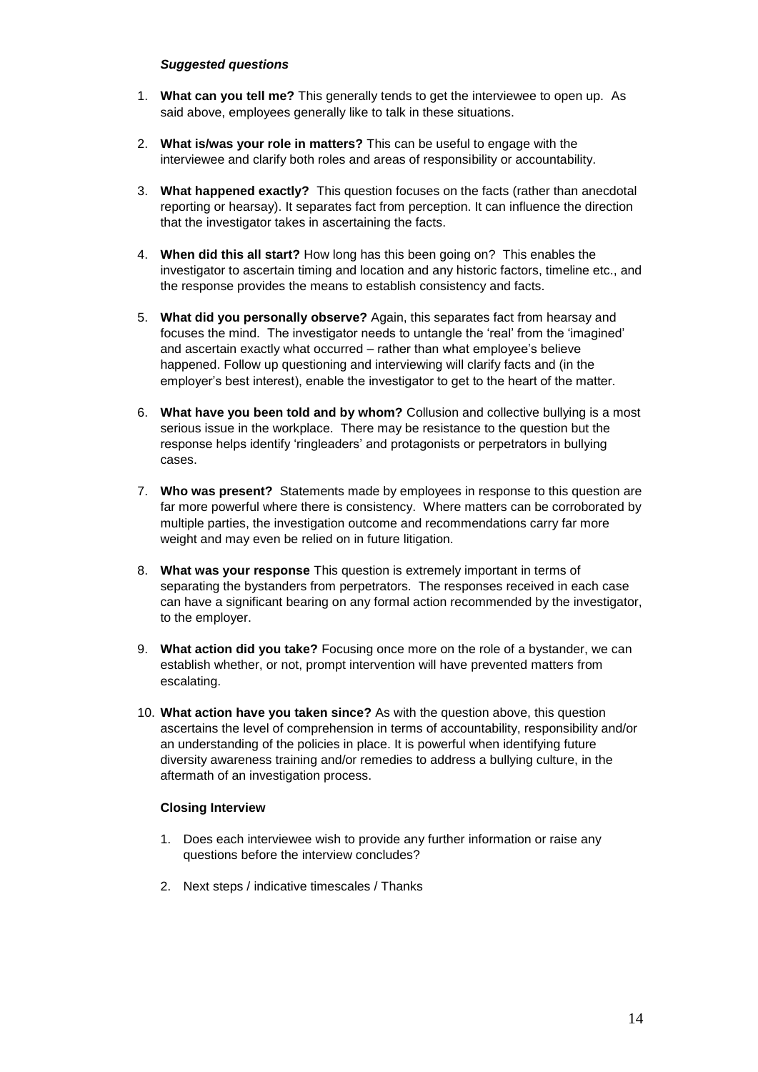***Suggested questions***

1. **What can you tell me?** This generally tends to get the interviewee to open up. As said above, employees generally like to talk in these situations.

2. **What is/was your role in matters?** This can be useful to engage with the interviewee and clarify both roles and areas of responsibility or accountability.

3. **What happened exactly?** This question focuses on the facts (rather than anecdotal reporting or hearsay). It separates fact from perception. It can influence the direction that the investigator takes in ascertaining the facts.

4. **When did this all start?** How long has this been going on? This enables the investigator to ascertain timing and location and any historic factors, timeline etc., and the response provides the means to establish consistency and facts.

5. **What did you personally observe?** Again, this separates fact from hearsay and focuses the mind. The investigator needs to untangle the 'real' from the 'imagined' and ascertain exactly what occurred – rather than what employee's believe happened. Follow up questioning and interviewing will clarify facts and (in the employer's best interest), enable the investigator to get to the heart of the matter.

6. **What have you been told and by whom?** Collusion and collective bullying is a most serious issue in the workplace. There may be resistance to the question but the response helps identify 'ringleaders' and protagonists or perpetrators in bullying cases.

7. **Who was present?** Statements made by employees in response to this question are far more powerful where there is consistency. Where matters can be corroborated by multiple parties, the investigation outcome and recommendations carry far more weight and may even be relied on in future litigation.

8. **What was your response** This question is extremely important in terms of separating the bystanders from perpetrators. The responses received in each case can have a significant bearing on any formal action recommended by the investigator, to the employer.

9. **What action did you take?** Focusing once more on the role of a bystander, we can establish whether, or not, prompt intervention will have prevented matters from escalating.

10. **What action have you taken since?** As with the question above, this question ascertains the level of comprehension in terms of accountability, responsibility and/or an understanding of the policies in place. It is powerful when identifying future diversity awareness training and/or remedies to address a bullying culture, in the aftermath of an investigation process.

**Closing Interview**

1. Does each interviewee wish to provide any further information or raise any questions before the interview concludes?

2. Next steps / indicative timescales / Thanks